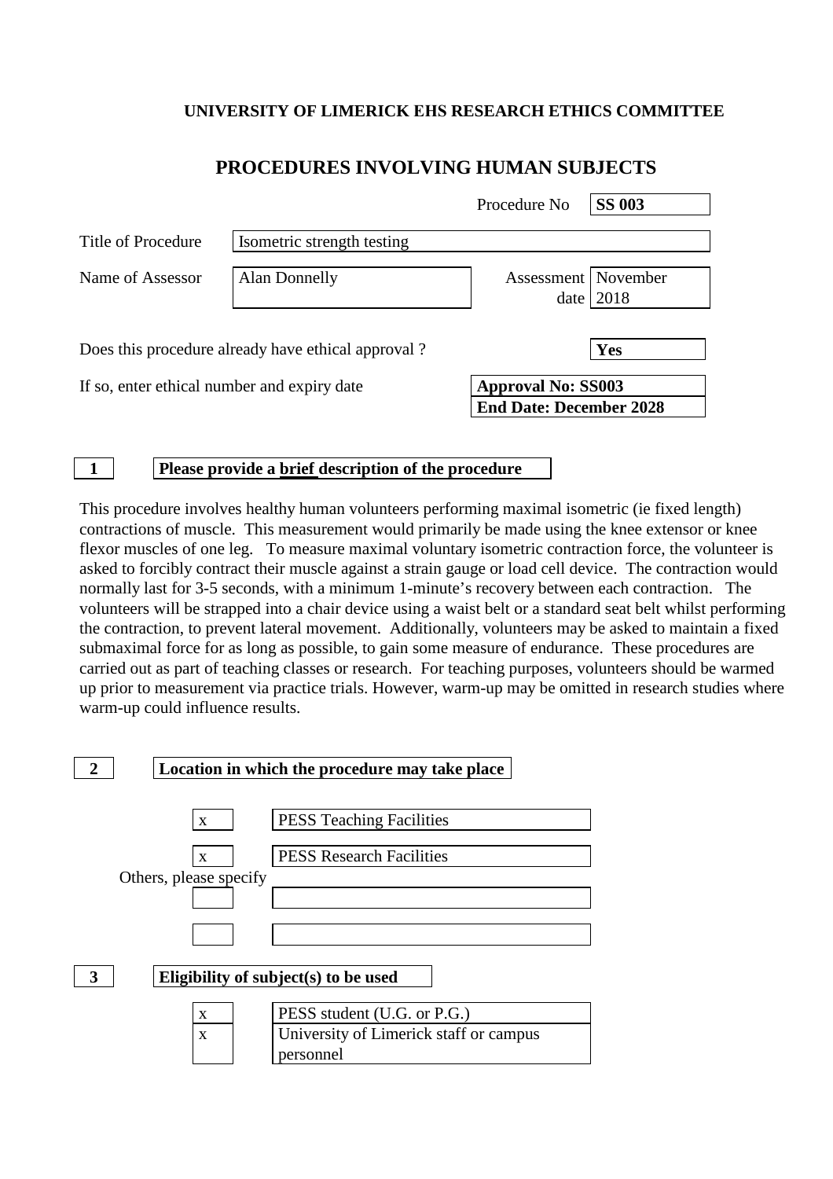**UNIVERSITY OF LIMERICK EHS RESEARCH ETHICS COMMITTEE**

# PROCEDURES INVOLVING HUMAN SUBJECTS

| | | | |
|---|---|---|---|
| | | Procedure No | **SS 003** |
| Title of Procedure | Isometric strength testing | | |
| Name of Assessor | Alan Donnelly | Assessment date | November 2018 |

Does this procedure already have ethical approval ? **Yes**

If so, enter ethical number and expiry date **Approval No: SS003**
**End Date: December 2028**

## 1 Please provide a brief description of the procedure

This procedure involves healthy human volunteers performing maximal isometric (ie fixed length) contractions of muscle. This measurement would primarily be made using the knee extensor or knee flexor muscles of one leg. To measure maximal voluntary isometric contraction force, the volunteer is asked to forcibly contract their muscle against a strain gauge or load cell device. The contraction would normally last for 3-5 seconds, with a minimum 1-minute's recovery between each contraction. The volunteers will be strapped into a chair device using a waist belt or a standard seat belt whilst performing the contraction, to prevent lateral movement. Additionally, volunteers may be asked to maintain a fixed submaximal force for as long as possible, to gain some measure of endurance. These procedures are carried out as part of teaching classes or research. For teaching purposes, volunteers should be warmed up prior to measurement via practice trials. However, warm-up may be omitted in research studies where warm-up could influence results.

## 2 Location in which the procedure may take place

| | |
|---|---|
| x | PESS Teaching Facilities |
| x | PESS Research Facilities |

Others, please specify

| | |
|---|---|
| | |
| | |

## 3 Eligibility of subject(s) to be used

| | |
|---|---|
| x | PESS student (U.G. or P.G.) |
| x | University of Limerick staff or campus personnel |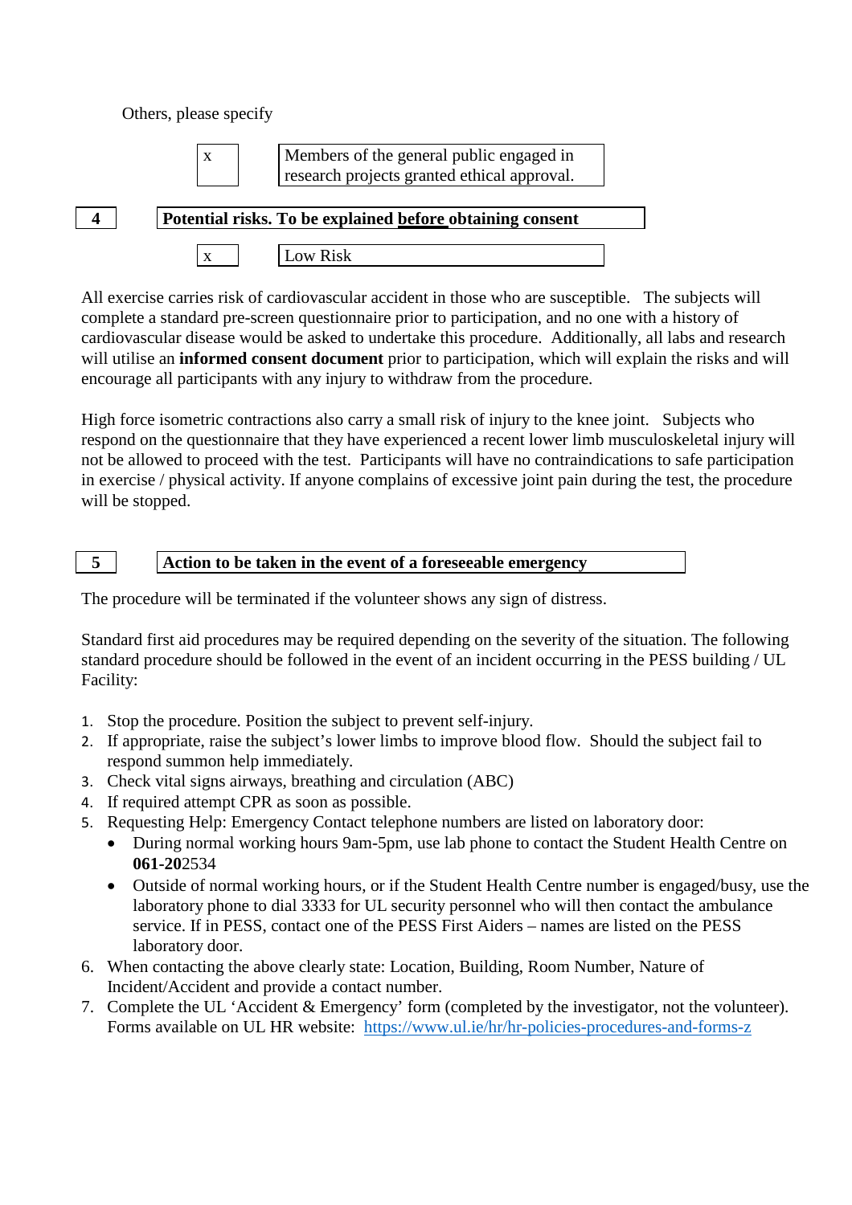Others, please specify

| x | Members of the general public engaged in research projects granted ethical approval. |
|---|---|

## 4 Potential risks. To be explained before obtaining consent

| x | Low Risk |
|---|---|

All exercise carries risk of cardiovascular accident in those who are susceptible. The subjects will complete a standard pre-screen questionnaire prior to participation, and no one with a history of cardiovascular disease would be asked to undertake this procedure. Additionally, all labs and research will utilise an **informed consent document** prior to participation, which will explain the risks and will encourage all participants with any injury to withdraw from the procedure.

High force isometric contractions also carry a small risk of injury to the knee joint. Subjects who respond on the questionnaire that they have experienced a recent lower limb musculoskeletal injury will not be allowed to proceed with the test. Participants will have no contraindications to safe participation in exercise / physical activity. If anyone complains of excessive joint pain during the test, the procedure will be stopped.

## 5 Action to be taken in the event of a foreseeable emergency

The procedure will be terminated if the volunteer shows any sign of distress.

Standard first aid procedures may be required depending on the severity of the situation. The following standard procedure should be followed in the event of an incident occurring in the PESS building / UL Facility:

1. Stop the procedure. Position the subject to prevent self-injury.
2. If appropriate, raise the subject's lower limbs to improve blood flow. Should the subject fail to respond summon help immediately.
3. Check vital signs airways, breathing and circulation (ABC)
4. If required attempt CPR as soon as possible.
5. Requesting Help: Emergency Contact telephone numbers are listed on laboratory door:
   - During normal working hours 9am-5pm, use lab phone to contact the Student Health Centre on **061-20**2534
   - Outside of normal working hours, or if the Student Health Centre number is engaged/busy, use the laboratory phone to dial 3333 for UL security personnel who will then contact the ambulance service. If in PESS, contact one of the PESS First Aiders – names are listed on the PESS laboratory door.
6. When contacting the above clearly state: Location, Building, Room Number, Nature of Incident/Accident and provide a contact number.
7. Complete the UL 'Accident & Emergency' form (completed by the investigator, not the volunteer). Forms available on UL HR website: https://www.ul.ie/hr/hr-policies-procedures-and-forms-z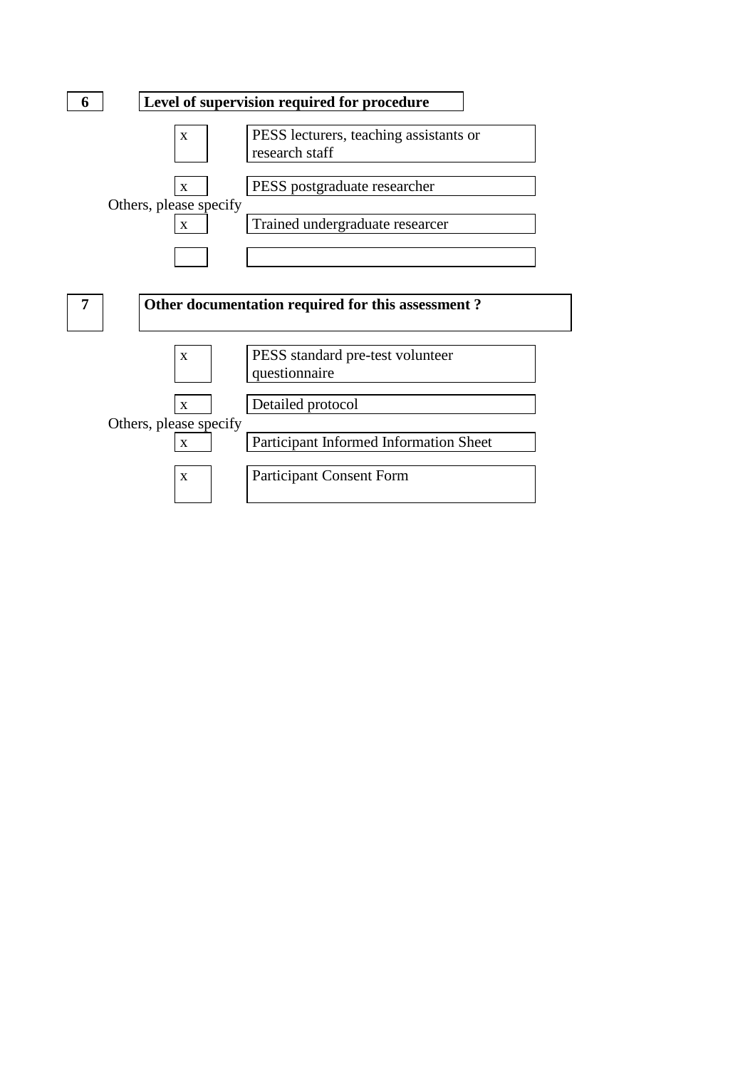**6** **Level of supervision required for procedure**

| | |
|---|---|
| x | PESS lecturers, teaching assistants or research staff |
| x | PESS postgraduate researcher |

Others, please specify

| | |
|---|---|
| x | Trained undergraduate researcer |
| | |

**7** **Other documentation required for this assessment ?**

| | |
|---|---|
| x | PESS standard pre-test volunteer questionnaire |
| x | Detailed protocol |

Others, please specify

| | |
|---|---|
| x | Participant Informed Information Sheet |
| x | Participant Consent Form |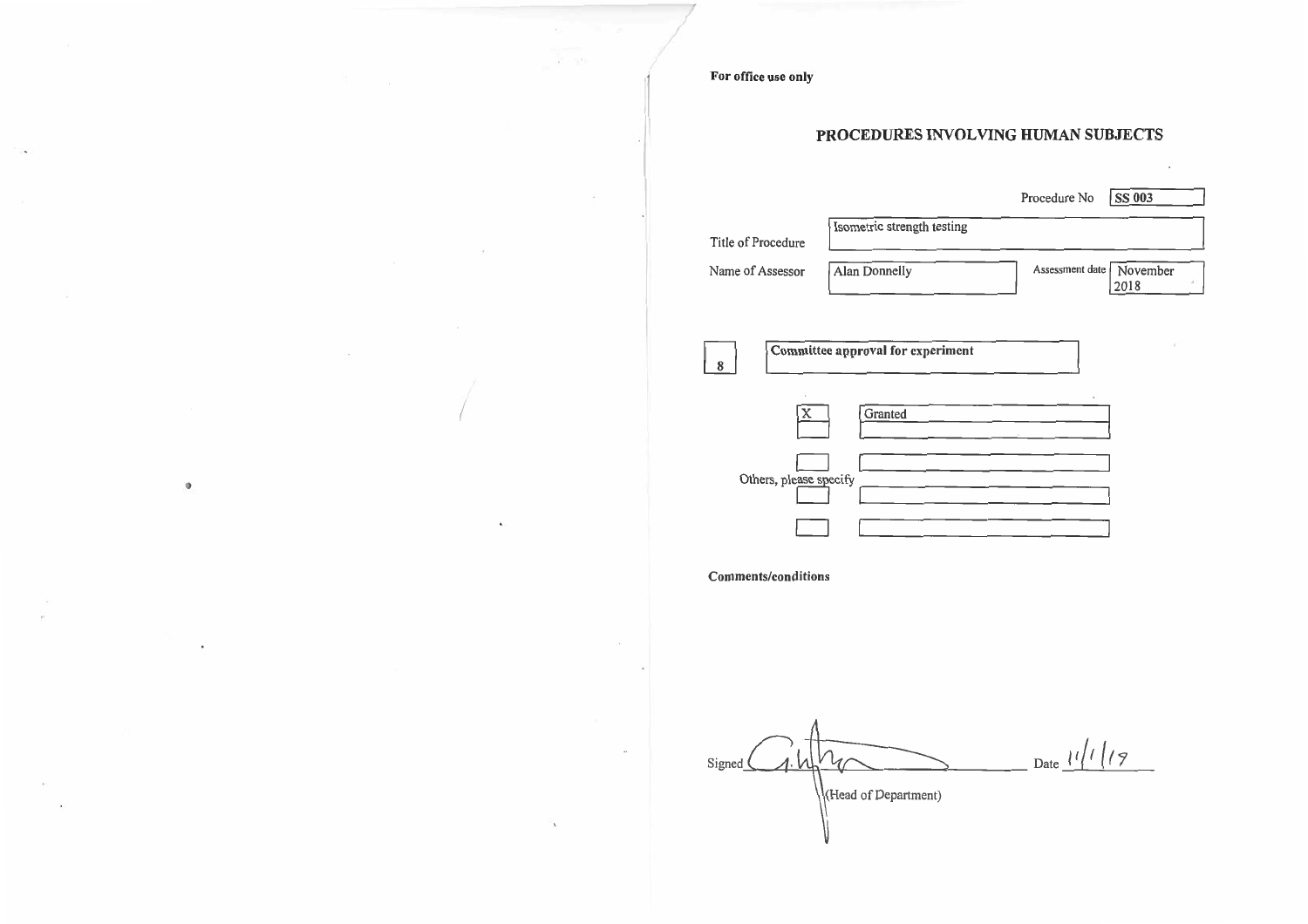**For office use only**

## PROCEDURES INVOLVING HUMAN SUBJECTS

Procedure No: **SS 003**

Title of Procedure: Isometric strength testing

Name of Assessor: Alan Donnelly

Assessment date: November 2018

**8** **Committee approval for experiment**

| | |
|---|---|
| X | Granted |
| | |
| | |
| Others, please specify | |
| | |

**Comments/conditions**

Signed ____________ (Head of Department)

Date 11/1/19